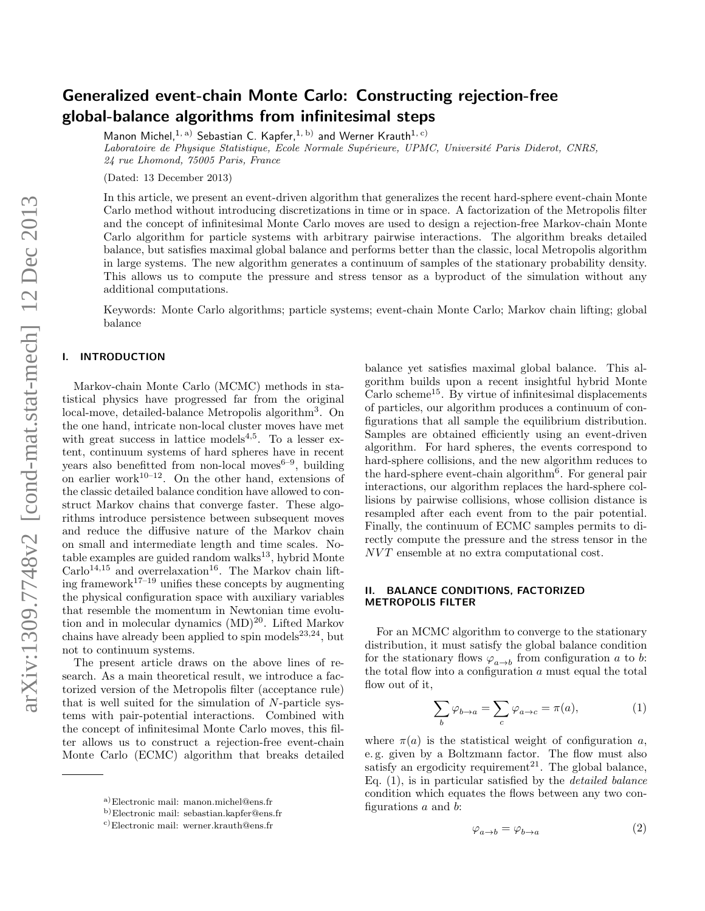# Generalized event-chain Monte Carlo: Constructing rejection-free global-balance algorithms from infinitesimal steps

Manon Michel,[1, a)] Sebastian C. Kapfer,[1, b)] and Werner Krauth[1, c)]

*Laboratoire de Physique Statistique, Ecole Normale Supérieure, UPMC, Université Paris Diderot, CNRS, 24 rue Lhomond, 75005 Paris, France*

(Dated: 13 December 2013)

In this article, we present an event-driven algorithm that generalizes the recent hard-sphere event-chain Monte Carlo method without introducing discretizations in time or in space. A factorization of the Metropolis filter and the concept of infinitesimal Monte Carlo moves are used to design a rejection-free Markov-chain Monte Carlo algorithm for particle systems with arbitrary pairwise interactions. The algorithm breaks detailed balance, but satisfies maximal global balance and performs better than the classic, local Metropolis algorithm in large systems. The new algorithm generates a continuum of samples of the stationary probability density. This allows us to compute the pressure and stress tensor as a byproduct of the simulation without any additional computations.

Keywords: Monte Carlo algorithms; particle systems; event-chain Monte Carlo; Markov chain lifting; global balance

## I. INTRODUCTION

Markov-chain Monte Carlo (MCMC) methods in statistical physics have progressed far from the original local-move, detailed-balance Metropolis algorithm[3]. On the one hand, intricate non-local cluster moves have met with great success in lattice models[4,5]. To a lesser extent, continuum systems of hard spheres have in recent years also benefitted from non-local moves[6–9], building on earlier work[10–12]. On the other hand, extensions of the classic detailed balance condition have allowed to construct Markov chains that converge faster. These algorithms introduce persistence between subsequent moves and reduce the diffusive nature of the Markov chain on small and intermediate length and time scales. Notable examples are guided random walks[13], hybrid Monte Carlo[14,15] and overrelaxation[16]. The Markov chain lifting framework[17–19] unifies these concepts by augmenting the physical configuration space with auxiliary variables that resemble the momentum in Newtonian time evolution and in molecular dynamics (MD)[20]. Lifted Markov chains have already been applied to spin models[23,24], but not to continuum systems.

The present article draws on the above lines of research. As a main theoretical result, we introduce a factorized version of the Metropolis filter (acceptance rule) that is well suited for the simulation of $N$-particle systems with pair-potential interactions. Combined with the concept of infinitesimal Monte Carlo moves, this filter allows us to construct a rejection-free event-chain Monte Carlo (ECMC) algorithm that breaks detailed balance yet satisfies maximal global balance. This algorithm builds upon a recent insightful hybrid Monte Carlo scheme[15]. By virtue of infinitesimal displacements of particles, our algorithm produces a continuum of configurations that all sample the equilibrium distribution. Samples are obtained efficiently using an event-driven algorithm. For hard spheres, the events correspond to hard-sphere collisions, and the new algorithm reduces to the hard-sphere event-chain algorithm[6]. For general pair interactions, our algorithm replaces the hard-sphere collisions by pairwise collisions, whose collision distance is resampled after each event from to the pair potential. Finally, the continuum of ECMC samples permits to directly compute the pressure and the stress tensor in the $NVT$ ensemble at no extra computational cost.

## II. BALANCE CONDITIONS, FACTORIZED METROPOLIS FILTER

For an MCMC algorithm to converge to the stationary distribution, it must satisfy the global balance condition for the stationary flows $\varphi_{a\to b}$ from configuration $a$ to $b$: the total flow into a configuration $a$ must equal the total flow out of it,

$$\sum_b \varphi_{b\to a} = \sum_c \varphi_{a\to c} = \pi(a), \tag{1}$$

where $\pi(a)$ is the statistical weight of configuration $a$, e. g. given by a Boltzmann factor. The flow must also satisfy an ergodicity requirement[21]. The global balance, Eq. (1), is in particular satisfied by the *detailed balance* condition which equates the flows between any two configurations $a$ and $b$:

$$\varphi_{a\to b} = \varphi_{b\to a} \tag{2}$$

---

a) Electronic mail: manon.michel@ens.fr

b) Electronic mail: sebastian.kapfer@ens.fr

c) Electronic mail: werner.krauth@ens.fr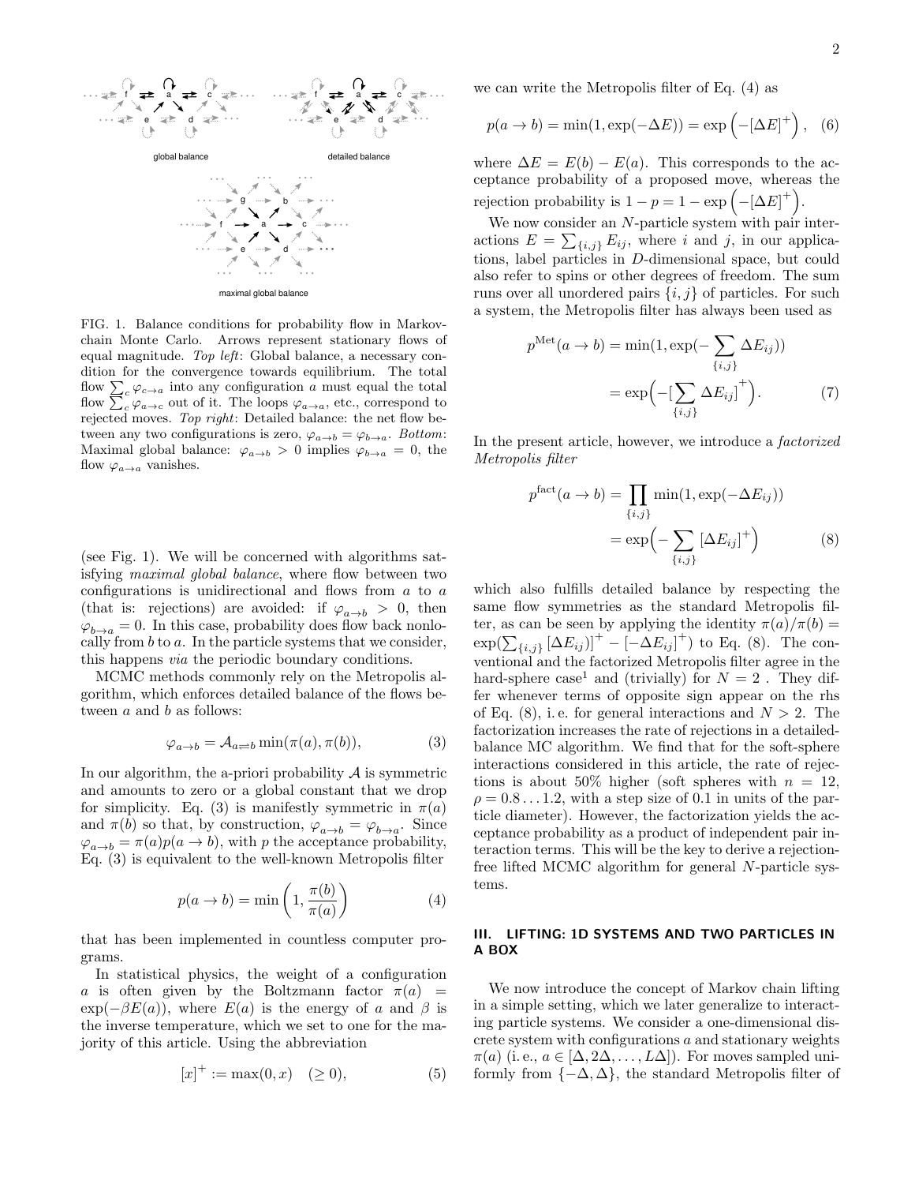FIG. 1. Balance conditions for probability flow in Markov-chain Monte Carlo. Arrows represent stationary flows of equal magnitude. *Top left*: Global balance, a necessary condition for the convergence towards equilibrium. The total flow $\sum_c \varphi_{c\to a}$ into any configuration $a$ must equal the total flow $\sum_c \varphi_{a\to c}$ out of it. The loops $\varphi_{a\to a}$, etc., correspond to rejected moves. *Top right*: Detailed balance: the net flow between any two configurations is zero, $\varphi_{a\to b} = \varphi_{b\to a}$. *Bottom*: Maximal global balance: $\varphi_{a\to b} > 0$ implies $\varphi_{b\to a} = 0$, the flow $\varphi_{a\to a}$ vanishes.

(see Fig. 1). We will be concerned with algorithms satisfying *maximal global balance*, where flow between two configurations is unidirectional and flows from $a$ to $a$ (that is: rejections) are avoided: if $\varphi_{a\to b} > 0$, then $\varphi_{b\to a} = 0$. In this case, probability does flow back nonlocally from $b$ to $a$. In the particle systems that we consider, this happens *via* the periodic boundary conditions.

MCMC methods commonly rely on the Metropolis algorithm, which enforces detailed balance of the flows between $a$ and $b$ as follows:

$$\varphi_{a\to b} = \mathcal{A}_{a\rightleftharpoons b} \min(\pi(a), \pi(b)), \tag{3}$$

In our algorithm, the a-priori probability $\mathcal{A}$ is symmetric and amounts to zero or a global constant that we drop for simplicity. Eq. (3) is manifestly symmetric in $\pi(a)$ and $\pi(b)$ so that, by construction, $\varphi_{a\to b} = \varphi_{b\to a}$. Since $\varphi_{a\to b} = \pi(a)p(a \to b)$, with $p$ the acceptance probability, Eq. (3) is equivalent to the well-known Metropolis filter

$$p(a \to b) = \min\left(1, \frac{\pi(b)}{\pi(a)}\right) \tag{4}$$

that has been implemented in countless computer programs.

In statistical physics, the weight of a configuration $a$ is often given by the Boltzmann factor $\pi(a) = \exp(-\beta E(a))$, where $E(a)$ is the energy of $a$ and $\beta$ is the inverse temperature, which we set to one for the majority of this article. Using the abbreviation

$$[x]^+ := \max(0, x) \quad (\geq 0), \tag{5}$$

we can write the Metropolis filter of Eq. (4) as

$$p(a \to b) = \min(1, \exp(-\Delta E)) = \exp\left(-[\Delta E]^+\right), \tag{6}$$

where $\Delta E = E(b) - E(a)$. This corresponds to the acceptance probability of a proposed move, whereas the rejection probability is $1 - p = 1 - \exp\left(-[\Delta E]^+\right)$.

We now consider an $N$-particle system with pair interactions $E = \sum_{\{i,j\}} E_{ij}$, where $i$ and $j$, in our applications, label particles in $D$-dimensional space, but could also refer to spins or other degrees of freedom. The sum runs over all unordered pairs $\{i, j\}$ of particles. For such a system, the Metropolis filter has always been used as

$$\begin{aligned} p^{\text{Met}}(a \to b) &= \min(1, \exp(-\sum_{\{i,j\}} \Delta E_{ij})) \\ &= \exp\Big(-\big[\sum_{\{i,j\}} \Delta E_{ij}\big]^+\Big). \end{aligned} \tag{7}$$

In the present article, however, we introduce a *factorized Metropolis filter*

$$\begin{aligned} p^{\text{fact}}(a \to b) &= \prod_{\{i,j\}} \min(1, \exp(-\Delta E_{ij})) \\ &= \exp\Big(-\sum_{\{i,j\}} [\Delta E_{ij}]^+\Big) \end{aligned} \tag{8}$$

which also fulfills detailed balance by respecting the same flow symmetries as the standard Metropolis filter, as can be seen by applying the identity $\pi(a)/\pi(b) = \exp(\sum_{\{i,j\}} [\Delta E_{ij})]^+ - [-\Delta E_{ij}]^+)$ to Eq. (8). The conventional and the factorized Metropolis filter agree in the hard-sphere case[1] and (trivially) for $N = 2$ . They differ whenever terms of opposite sign appear on the rhs of Eq. (8), i. e. for general interactions and $N > 2$. The factorization increases the rate of rejections in a detailed-balance MC algorithm. We find that for the soft-sphere interactions considered in this article, the rate of rejections is about 50% higher (soft spheres with $n = 12$, $\rho = 0.8 \ldots 1.2$, with a step size of 0.1 in units of the particle diameter). However, the factorization yields the acceptance probability as a product of independent pair interaction terms. This will be the key to derive a rejection-free lifted MCMC algorithm for general $N$-particle systems.

## III. LIFTING: 1D SYSTEMS AND TWO PARTICLES IN A BOX

We now introduce the concept of Markov chain lifting in a simple setting, which we later generalize to interacting particle systems. We consider a one-dimensional discrete system with configurations $a$ and stationary weights $\pi(a)$ (i. e., $a \in [\Delta, 2\Delta, \ldots, L\Delta]$). For moves sampled uniformly from $\{-\Delta, \Delta\}$, the standard Metropolis filter of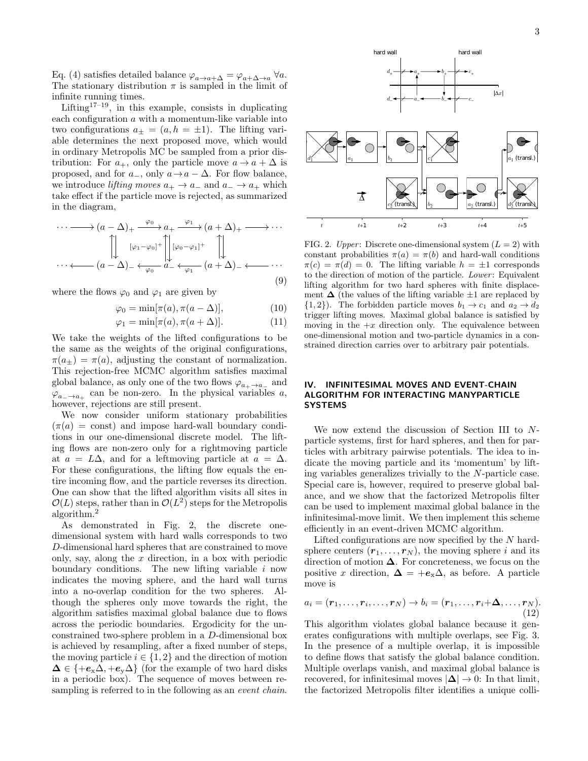Eq. (4) satisfies detailed balance $\varphi_{a \to a+\Delta} = \varphi_{a+\Delta \to a}$ $\forall a$. The stationary distribution $\pi$ is sampled in the limit of infinite running times.

Lifting[17–19], in this example, consists in duplicating each configuration $a$ with a momentum-like variable into two configurations $a_\pm = (a, h = \pm 1)$. The lifting variable determines the next proposed move, which would in ordinary Metropolis MC be sampled from a prior distribution: For $a_+$, only the particle move $a \to a + \Delta$ is proposed, and for $a_-$, only $a \to a - \Delta$. For flow balance, we introduce *lifting moves* $a_+ \to a_-$ and $a_- \to a_+$ which take effect if the particle move is rejected, as summarized in the diagram,

$$
\begin{array}{ccccccccc}
\cdots \longrightarrow & (a-\Delta)_+ & \xrightarrow{\varphi_0} & a_+ & \xrightarrow{\varphi_1} & (a+\Delta)_+ & \longrightarrow \cdots \\
& \Big\uparrow\Big\downarrow & [\varphi_1-\varphi_0]^+ & \Big\uparrow\Big\downarrow & [\varphi_0-\varphi_1]^+ & \Big\uparrow\Big\downarrow & \\
\cdots \longleftarrow & (a-\Delta)_- & \xleftarrow{\varphi_0} & a_- & \xleftarrow{\varphi_1} & (a+\Delta)_- & \longleftarrow \cdots
\end{array}
\tag{9}
$$

where the flows $\varphi_0$ and $\varphi_1$ are given by

$$\varphi_0 = \min[\pi(a), \pi(a - \Delta)], \tag{10}$$

$$\varphi_1 = \min[\pi(a), \pi(a + \Delta)]. \tag{11}$$

We take the weights of the lifted configurations to be the same as the weights of the original configurations, $\pi(a_\pm) = \pi(a)$, adjusting the constant of normalization. This rejection-free MCMC algorithm satisfies maximal global balance, as only one of the two flows $\varphi_{a_+ \to a_-}$ and $\varphi_{a_- \to a_+}$ can be non-zero. In the physical variables $a$, however, rejections are still present.

We now consider uniform stationary probabilities ($\pi(a) = \text{const}$) and impose hard-wall boundary conditions in our one-dimensional discrete model. The lifting flows are non-zero only for a rightmoving particle at $a = L\Delta$, and for a leftmoving particle at $a = \Delta$. For these configurations, the lifting flow equals the entire incoming flow, and the particle reverses its direction. One can show that the lifted algorithm visits all sites in $\mathcal{O}(L)$ steps, rather than in $\mathcal{O}(L^2)$ steps for the Metropolis algorithm.[2]

As demonstrated in Fig. 2, the discrete one-dimensional system with hard walls corresponds to two $D$-dimensional hard spheres that are constrained to move only, say, along the $x$ direction, in a box with periodic boundary conditions. The new lifting variable $i$ now indicates the moving sphere, and the hard wall turns into a no-overlap condition for the two spheres. Although the spheres only move towards the right, the algorithm satisfies maximal global balance due to flows across the periodic boundaries. Ergodicity for the unconstrained two-sphere problem in a $D$-dimensional box is achieved by resampling, after a fixed number of steps, the moving particle $i \in \{1, 2\}$ and the direction of motion $\boldsymbol{\Delta} \in \{+\boldsymbol{e}_x\Delta, +\boldsymbol{e}_y\Delta\}$ (for the example of two hard disks in a periodic box). The sequence of moves between resampling is referred to in the following as an *event chain*.

FIG. 2. *Upper*: Discrete one-dimensional system ($L = 2$) with constant probabilities $\pi(a) = \pi(b)$ and hard-wall conditions $\pi(c) = \pi(d) = 0$. The lifting variable $h = \pm 1$ corresponds to the direction of motion of the particle. *Lower*: Equivalent lifting algorithm for two hard spheres with finite displacement $\boldsymbol{\Delta}$ (the values of the lifting variable $\pm 1$ are replaced by $\{1, 2\}$). The forbidden particle moves $b_1 \to c_1$ and $a_2 \to d_2$ trigger lifting moves. Maximal global balance is satisfied by moving in the $+x$ direction only. The equivalence between one-dimensional motion and two-particle dynamics in a constrained direction carries over to arbitrary pair potentials.

## IV. INFINITESIMAL MOVES AND EVENT-CHAIN ALGORITHM FOR INTERACTING MANYPARTICLE SYSTEMS

We now extend the discussion of Section III to $N$-particle systems, first for hard spheres, and then for particles with arbitrary pairwise potentials. The idea to indicate the moving particle and its 'momentum' by lifting variables generalizes trivially to the $N$-particle case. Special care is, however, required to preserve global balance, and we show that the factorized Metropolis filter can be used to implement maximal global balance in the infinitesimal-move limit. We then implement this scheme efficiently in an event-driven MCMC algorithm.

Lifted configurations are now specified by the $N$ hard-sphere centers $(\boldsymbol{r}_1, \ldots, \boldsymbol{r}_N)$, the moving sphere $i$ and its direction of motion $\boldsymbol{\Delta}$. For concreteness, we focus on the positive $x$ direction, $\boldsymbol{\Delta} = +\boldsymbol{e}_x\Delta$, as before. A particle move is

$$a_i = (\boldsymbol{r}_1, \ldots, \boldsymbol{r}_i, \ldots, \boldsymbol{r}_N) \to b_i = (\boldsymbol{r}_1, \ldots, \boldsymbol{r}_i + \boldsymbol{\Delta}, \ldots, \boldsymbol{r}_N). \tag{12}$$

This algorithm violates global balance because it generates configurations with multiple overlaps, see Fig. 3. In the presence of a multiple overlap, it is impossible to define flows that satisfy the global balance condition. Multiple overlaps vanish, and maximal global balance is recovered, for infinitesimal moves $|\boldsymbol{\Delta}| \to 0$: In that limit, the factorized Metropolis filter identifies a unique colli-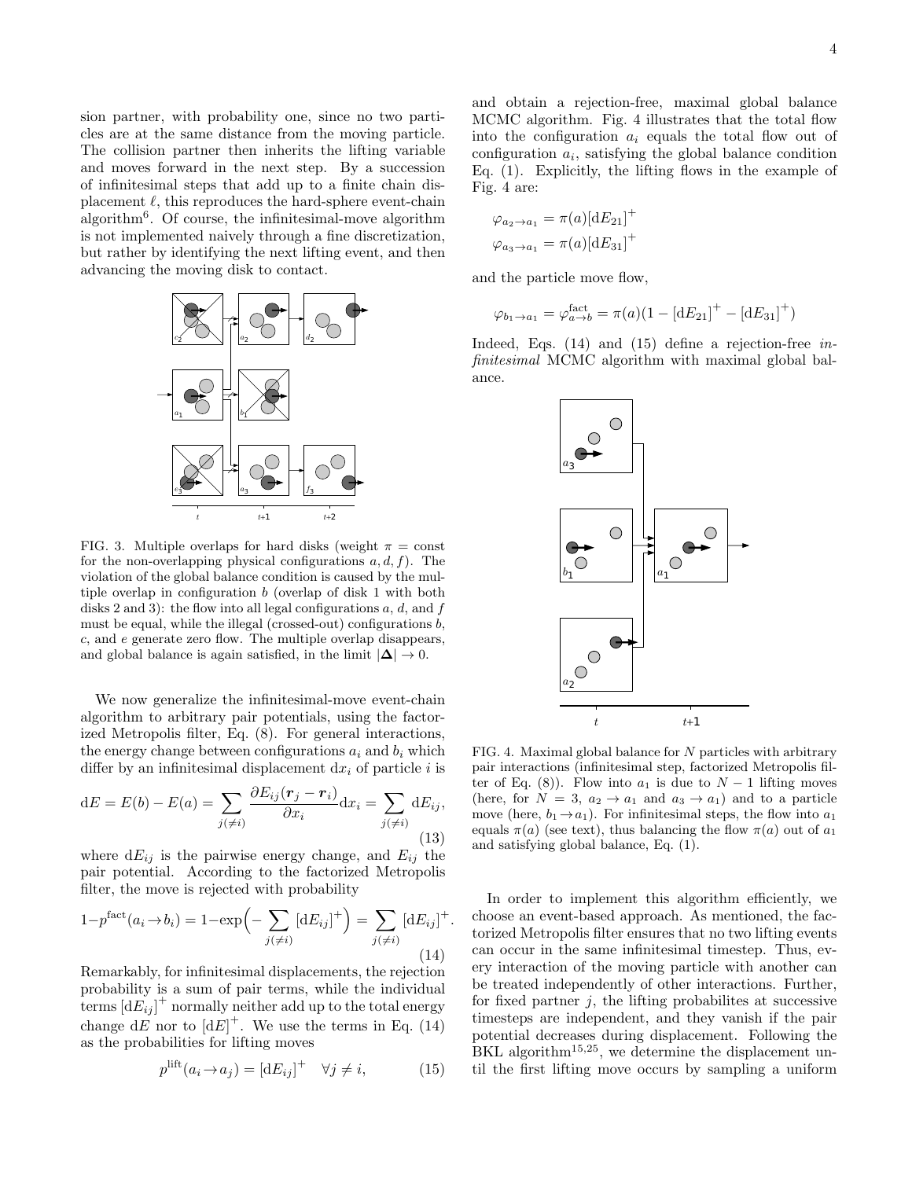sion partner, with probability one, since no two particles are at the same distance from the moving particle. The collision partner then inherits the lifting variable and moves forward in the next step. By a succession of infinitesimal steps that add up to a finite chain displacement $\ell$, this reproduces the hard-sphere event-chain algorithm[6]. Of course, the infinitesimal-move algorithm is not implemented naively through a fine discretization, but rather by identifying the next lifting event, and then advancing the moving disk to contact.

FIG. 3. Multiple overlaps for hard disks (weight $\pi = \text{const}$ for the non-overlapping physical configurations $a, d, f$). The violation of the global balance condition is caused by the multiple overlap in configuration $b$ (overlap of disk 1 with both disks 2 and 3): the flow into all legal configurations $a$, $d$, and $f$ must be equal, while the illegal (crossed-out) configurations $b$, $c$, and $e$ generate zero flow. The multiple overlap disappears, and global balance is again satisfied, in the limit $|\boldsymbol{\Delta}| \to 0$.

We now generalize the infinitesimal-move event-chain algorithm to arbitrary pair potentials, using the factorized Metropolis filter, Eq. (8). For general interactions, the energy change between configurations $a_i$ and $b_i$ which differ by an infinitesimal displacement $\mathrm{d}x_i$ of particle $i$ is

$$\mathrm{d}E = E(b) - E(a) = \sum_{j(\neq i)} \frac{\partial E_{ij}(\boldsymbol{r}_j - \boldsymbol{r}_i)}{\partial x_i} \mathrm{d}x_i = \sum_{j(\neq i)} \mathrm{d}E_{ij}, \tag{13}$$

where $\mathrm{d}E_{ij}$ is the pairwise energy change, and $E_{ij}$ the pair potential. According to the factorized Metropolis filter, the move is rejected with probability

$$1 - p^{\text{fact}}(a_i \to b_i) = 1 - \exp\Big(-\sum_{j(\neq i)} [\mathrm{d}E_{ij}]^+\Big) = \sum_{j(\neq i)} [\mathrm{d}E_{ij}]^+. \tag{14}$$

Remarkably, for infinitesimal displacements, the rejection probability is a sum of pair terms, while the individual terms $[\mathrm{d}E_{ij}]^+$ normally neither add up to the total energy change $\mathrm{d}E$ nor to $[\mathrm{d}E]^+$. We use the terms in Eq. (14) as the probabilities for lifting moves

$$p^{\text{lift}}(a_i \to a_j) = [\mathrm{d}E_{ij}]^+ \quad \forall j \neq i, \tag{15}$$

and obtain a rejection-free, maximal global balance MCMC algorithm. Fig. 4 illustrates that the total flow into the configuration $a_i$ equals the total flow out of configuration $a_i$, satisfying the global balance condition Eq. (1). Explicitly, the lifting flows in the example of Fig. 4 are:

$$\varphi_{a_2 \to a_1} = \pi(a)[\mathrm{d}E_{21}]^+$$
$$\varphi_{a_3 \to a_1} = \pi(a)[\mathrm{d}E_{31}]^+$$

and the particle move flow,

$$\varphi_{b_1 \to a_1} = \varphi^{\text{fact}}_{a \to b} = \pi(a)(1 - [\mathrm{d}E_{21}]^+ - [\mathrm{d}E_{31}]^+)$$

Indeed, Eqs. (14) and (15) define a rejection-free *infinitesimal* MCMC algorithm with maximal global balance.

FIG. 4. Maximal global balance for $N$ particles with arbitrary pair interactions (infinitesimal step, factorized Metropolis filter of Eq. (8)). Flow into $a_1$ is due to $N-1$ lifting moves (here, for $N = 3$, $a_2 \to a_1$ and $a_3 \to a_1$) and to a particle move (here, $b_1 \to a_1$). For infinitesimal steps, the flow into $a_1$ equals $\pi(a)$ (see text), thus balancing the flow $\pi(a)$ out of $a_1$ and satisfying global balance, Eq. (1).

In order to implement this algorithm efficiently, we choose an event-based approach. As mentioned, the factorized Metropolis filter ensures that no two lifting events can occur in the same infinitesimal timestep. Thus, every interaction of the moving particle with another can be treated independently of other interactions. Further, for fixed partner $j$, the lifting probabilites at successive timesteps are independent, and they vanish if the pair potential decreases during displacement. Following the BKL algorithm[15,25], we determine the displacement until the first lifting move occurs by sampling a uniform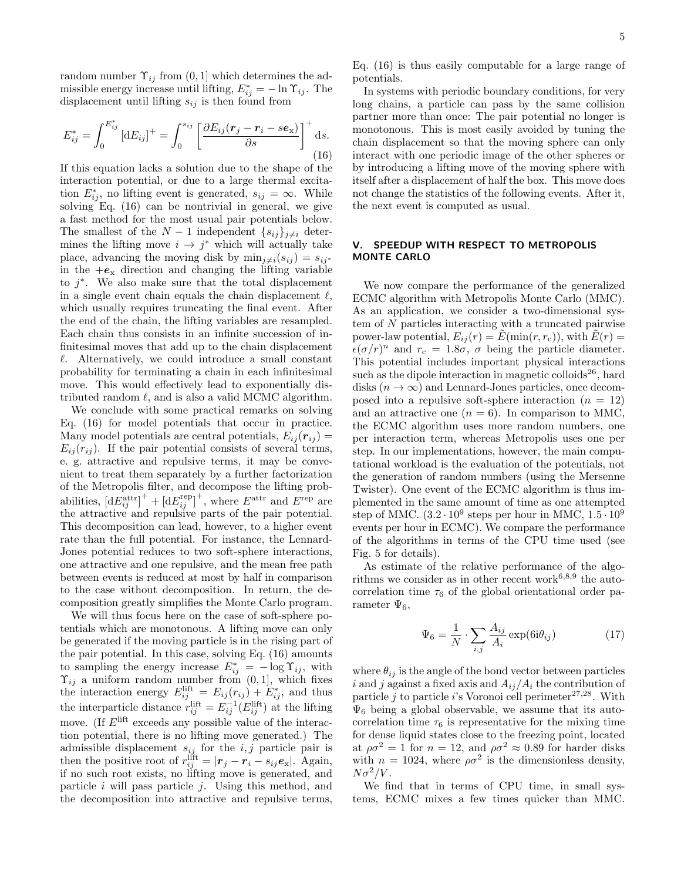random number $\Upsilon_{ij}$ from $(0, 1]$ which determines the admissible energy increase until lifting, $E^*_{ij} = -\ln \Upsilon_{ij}$. The displacement until lifting $s_{ij}$ is then found from

$$E^*_{ij} = \int_0^{E^*_{ij}} [\mathrm{d}E_{ij}]^+ = \int_0^{s_{ij}} \left[ \frac{\partial E_{ij}(\boldsymbol{r}_j - \boldsymbol{r}_i - s\boldsymbol{e}_\mathrm{x})}{\partial s} \right]^+ \mathrm{d}s. \tag{16}$$

If this equation lacks a solution due to the shape of the interaction potential, or due to a large thermal excitation $E^*_{ij}$, no lifting event is generated, $s_{ij} = \infty$. While solving Eq. (16) can be nontrivial in general, we give a fast method for the most usual pair potentials below. The smallest of the $N - 1$ independent $\{s_{ij}\}_{j \neq i}$ determines the lifting move $i \to j^*$ which will actually take place, advancing the moving disk by $\min_{j \neq i}(s_{ij}) = s_{ij^*}$ in the $+\boldsymbol{e}_\mathrm{x}$ direction and changing the lifting variable to $j^*$. We also make sure that the total displacement in a single event chain equals the chain displacement $\ell$, which usually requires truncating the final event. After the end of the chain, the lifting variables are resampled. Each chain thus consists in an infinite succession of infinitesimal moves that add up to the chain displacement $\ell$. Alternatively, we could introduce a small constant probability for terminating a chain in each infinitesimal move. This would effectively lead to exponentially distributed random $\ell$, and is also a valid MCMC algorithm.

We conclude with some practical remarks on solving Eq. (16) for model potentials that occur in practice. Many model potentials are central potentials, $E_{ij}(\boldsymbol{r}_{ij}) = E_{ij}(r_{ij})$. If the pair potential consists of several terms, e. g. attractive and repulsive terms, it may be convenient to treat them separately by a further factorization of the Metropolis filter, and decompose the lifting probabilities, $[\mathrm{d}E^{\mathrm{attr}}_{ij}]^+ + [\mathrm{d}E^{\mathrm{rep}}_{ij}]^+$, where $E^{\mathrm{attr}}$ and $E^{\mathrm{rep}}$ are the attractive and repulsive parts of the pair potential. This decomposition can lead, however, to a higher event rate than the full potential. For instance, the Lennard-Jones potential reduces to two soft-sphere interactions, one attractive and one repulsive, and the mean free path between events is reduced at most by half in comparison to the case without decomposition. In return, the decomposition greatly simplifies the Monte Carlo program.

We will thus focus here on the case of soft-sphere potentials which are monotonous. A lifting move can only be generated if the moving particle is in the rising part of the pair potential. In this case, solving Eq. (16) amounts to sampling the energy increase $E^*_{ij} = -\log \Upsilon_{ij}$, with $\Upsilon_{ij}$ a uniform random number from $(0, 1]$, which fixes the interaction energy $E^{\mathrm{lift}}_{ij} = E_{ij}(r_{ij}) + E^*_{ij}$, and thus the interparticle distance $r^{\mathrm{lift}}_{ij} = E^{-1}_{ij}(E^{\mathrm{lift}}_{ij})$ at the lifting move. (If $E^{\mathrm{lift}}$ exceeds any possible value of the interaction potential, there is no lifting move generated.) The admissible displacement $s_{ij}$ for the $i, j$ particle pair is then the positive root of $r^{\mathrm{lift}}_{ij} = |\boldsymbol{r}_j - \boldsymbol{r}_i - s_{ij}\boldsymbol{e}_\mathrm{x}|$. Again, if no such root exists, no lifting move is generated, and particle $i$ will pass particle $j$. Using this method, and the decomposition into attractive and repulsive terms, Eq. (16) is thus easily computable for a large range of potentials.

In systems with periodic boundary conditions, for very long chains, a particle can pass by the same collision partner more than once: The pair potential no longer is monotonous. This is most easily avoided by tuning the chain displacement so that the moving sphere can only interact with one periodic image of the other spheres or by introducing a lifting move of the moving sphere with itself after a displacement of half the box. This move does not change the statistics of the following events. After it, the next event is computed as usual.

## V. SPEEDUP WITH RESPECT TO METROPOLIS MONTE CARLO

We now compare the performance of the generalized ECMC algorithm with Metropolis Monte Carlo (MMC). As an application, we consider a two-dimensional system of $N$ particles interacting with a truncated pairwise power-law potential, $E_{ij}(r) = \tilde{E}(\min(r, r_\mathrm{c}))$, with $\tilde{E}(r) = \epsilon(\sigma/r)^n$ and $r_\mathrm{c} = 1.8\sigma$, $\sigma$ being the particle diameter. This potential includes important physical interactions such as the dipole interaction in magnetic colloids[26], hard disks ($n \to \infty$) and Lennard-Jones particles, once decomposed into a repulsive soft-sphere interaction ($n = 12$) and an attractive one ($n = 6$). In comparison to MMC, the ECMC algorithm uses more random numbers, one per interaction term, whereas Metropolis uses one per step. In our implementations, however, the main computational workload is the evaluation of the potentials, not the generation of random numbers (using the Mersenne Twister). One event of the ECMC algorithm is thus implemented in the same amount of time as one attempted step of MMC. ($3.2 \cdot 10^9$ steps per hour in MMC, $1.5 \cdot 10^9$ events per hour in ECMC). We compare the performance of the algorithms in terms of the CPU time used (see Fig. 5 for details).

As estimate of the relative performance of the algorithms we consider as in other recent work[6,8,9] the autocorrelation time $\tau_6$ of the global orientational order parameter $\Psi_6$,

$$\Psi_6 = \frac{1}{N} \cdot \sum_{i,j} \frac{A_{ij}}{A_i} \exp(6\mathrm{i}\theta_{ij}) \tag{17}$$

where $\theta_{ij}$ is the angle of the bond vector between particles $i$ and $j$ against a fixed axis and $A_{ij}/A_i$ the contribution of particle $j$ to particle $i$'s Voronoi cell perimeter[27,28]. With $\Psi_6$ being a global observable, we assume that its autocorrelation time $\tau_6$ is representative for the mixing time for dense liquid states close to the freezing point, located at $\rho\sigma^2 = 1$ for $n = 12$, and $\rho\sigma^2 \approx 0.89$ for harder disks with $n = 1024$, where $\rho\sigma^2$ is the dimensionless density, $N\sigma^2/V$.

We find that in terms of CPU time, in small systems, ECMC mixes a few times quicker than MMC.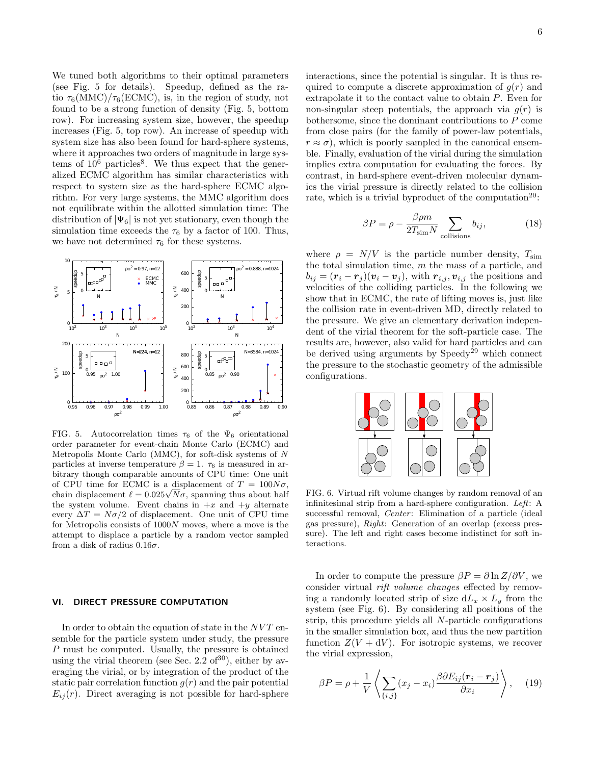We tuned both algorithms to their optimal parameters (see Fig. 5 for details). Speedup, defined as the ratio $\tau_6(\mathrm{MMC})/\tau_6(\mathrm{ECMC})$, is, in the region of study, not found to be a strong function of density (Fig. 5, bottom row). For increasing system size, however, the speedup increases (Fig. 5, top row). An increase of speedup with system size has also been found for hard-sphere systems, where it approaches two orders of magnitude in large systems of $10^6$ particles[8]. We thus expect that the generalized ECMC algorithm has similar characteristics with respect to system size as the hard-sphere ECMC algorithm. For very large systems, the MMC algorithm does not equilibrate within the allotted simulation time: The distribution of $|\Psi_6|$ is not yet stationary, even though the simulation time exceeds the $\tau_6$ by a factor of 100. Thus, we have not determined $\tau_6$ for these systems.

FIG. 5. Autocorrelation times $\tau_6$ of the $\Psi_6$ orientational order parameter for event-chain Monte Carlo (ECMC) and Metropolis Monte Carlo (MMC), for soft-disk systems of $N$ particles at inverse temperature $\beta = 1$. $\tau_6$ is measured in arbitrary though comparable amounts of CPU time: One unit of CPU time for ECMC is a displacement of $T = 100N\sigma$, chain displacement $\ell = 0.025\sqrt{N}\sigma$, spanning thus about half the system volume. Event chains in $+x$ and $+y$ alternate every $\Delta T = N\sigma/2$ of displacement. One unit of CPU time for Metropolis consists of $1000N$ moves, where a move is the attempt to displace a particle by a random vector sampled from a disk of radius $0.16\sigma$.

## VI. DIRECT PRESSURE COMPUTATION

In order to obtain the equation of state in the $NVT$ ensemble for the particle system under study, the pressure $P$ must be computed. Usually, the pressure is obtained using the virial theorem (see Sec. 2.2 of[30]), either by averaging the virial, or by integration of the product of the static pair correlation function $g(r)$ and the pair potential $E_{ij}(r)$. Direct averaging is not possible for hard-sphere interactions, since the potential is singular. It is thus required to compute a discrete approximation of $g(r)$ and extrapolate it to the contact value to obtain $P$. Even for non-singular steep potentials, the approach via $g(r)$ is bothersome, since the dominant contributions to $P$ come from close pairs (for the family of power-law potentials, $r \approx \sigma$), which is poorly sampled in the canonical ensemble. Finally, evaluation of the virial during the simulation implies extra computation for evaluating the forces. By contrast, in hard-sphere event-driven molecular dynamics the virial pressure is directly related to the collision rate, which is a trivial byproduct of the computation[20]:

$$\beta P = \rho - \frac{\beta \rho m}{2 T_{\mathrm{sim}} N} \sum_{\text{collisions}} b_{ij}, \tag{18}$$

where $\rho = N/V$ is the particle number density, $T_{\mathrm{sim}}$ the total simulation time, $m$ the mass of a particle, and $b_{ij} = (\boldsymbol{r}_i - \boldsymbol{r}_j)(\boldsymbol{v}_i - \boldsymbol{v}_j)$, with $\boldsymbol{r}_{i,j}, \boldsymbol{v}_{i,j}$ the positions and velocities of the colliding particles. In the following we show that in ECMC, the rate of lifting moves is, just like the collision rate in event-driven MD, directly related to the pressure. We give an elementary derivation independent of the virial theorem for the soft-particle case. The results are, however, also valid for hard particles and can be derived using arguments by Speedy[29] which connect the pressure to the stochastic geometry of the admissible configurations.

FIG. 6. Virtual rift volume changes by random removal of an infinitesimal strip from a hard-sphere configuration. *Left*: A successful removal, *Center*: Elimination of a particle (ideal gas pressure), *Right*: Generation of an overlap (excess pressure). The left and right cases become indistinct for soft interactions.

In order to compute the pressure $\beta P = \partial \ln Z/\partial V$, we consider virtual *rift volume changes* effected by removing a randomly located strip of size $\mathrm{d}L_x \times L_y$ from the system (see Fig. 6). By considering all positions of the strip, this procedure yields all $N$-particle configurations in the smaller simulation box, and thus the new partition function $Z(V + \mathrm{d}V)$. For isotropic systems, we recover the virial expression,

$$\beta P = \rho + \frac{1}{V} \left\langle \sum_{\{i,j\}} (x_j - x_i) \frac{\beta \partial E_{ij}(\boldsymbol{r}_i - \boldsymbol{r}_j)}{\partial x_i} \right\rangle, \tag{19}$$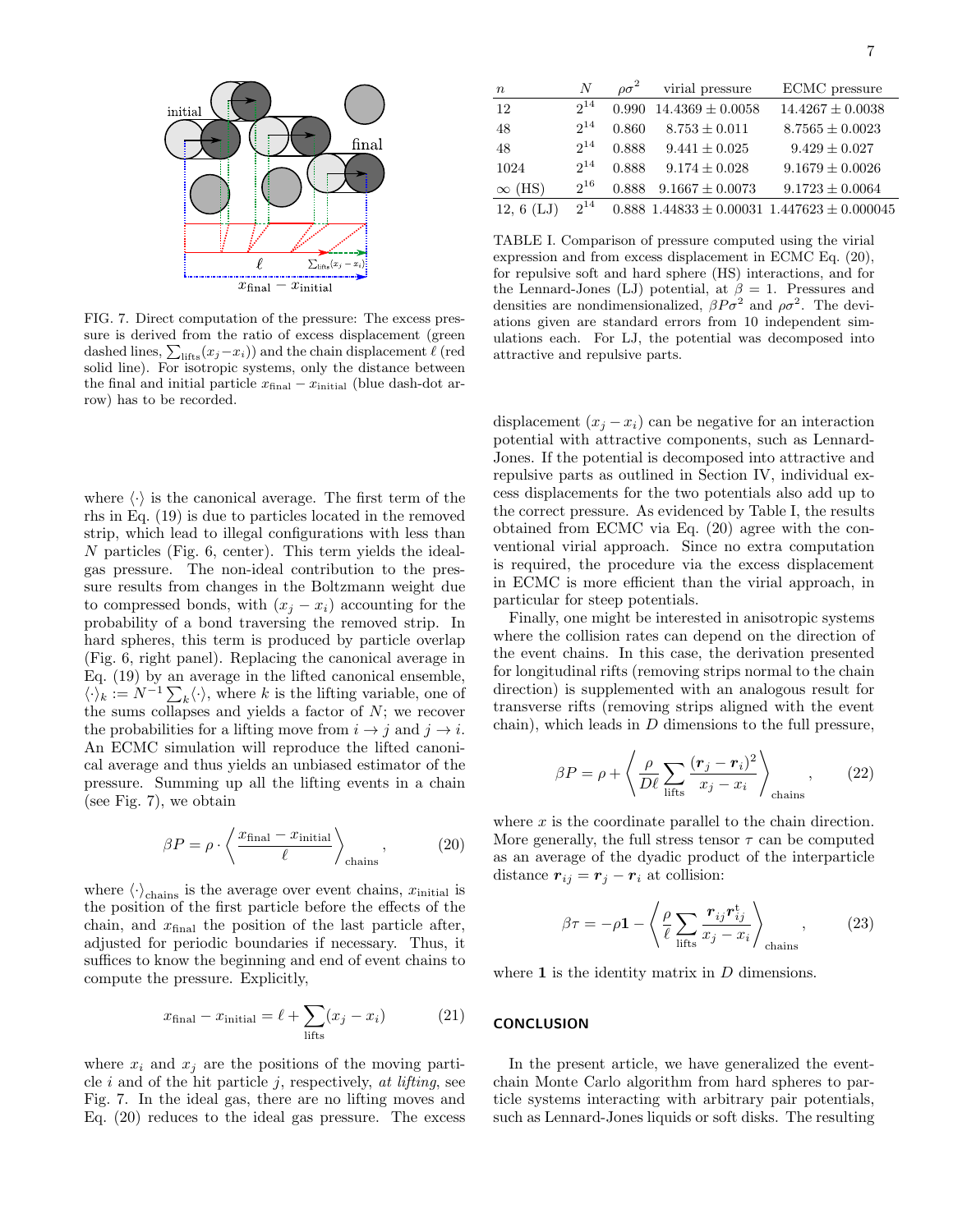FIG. 7. Direct computation of the pressure: The excess pressure is derived from the ratio of excess displacement (green dashed lines, $\sum_{\text{lifts}}(x_j - x_i)$) and the chain displacement $\ell$ (red solid line). For isotropic systems, only the distance between the final and initial particle $x_{\text{final}} - x_{\text{initial}}$ (blue dash-dot arrow) has to be recorded.

where $\langle\cdot\rangle$ is the canonical average. The first term of the rhs in Eq. (19) is due to particles located in the removed strip, which lead to illegal configurations with less than $N$ particles (Fig. 6, center). This term yields the ideal-gas pressure. The non-ideal contribution to the pressure results from changes in the Boltzmann weight due to compressed bonds, with $(x_j - x_i)$ accounting for the probability of a bond traversing the removed strip. In hard spheres, this term is produced by particle overlap (Fig. 6, right panel). Replacing the canonical average in Eq. (19) by an average in the lifted canonical ensemble, $\langle\cdot\rangle_k := N^{-1}\sum_k\langle\cdot\rangle$, where $k$ is the lifting variable, one of the sums collapses and yields a factor of $N$; we recover the probabilities for a lifting move from $i \to j$ and $j \to i$. An ECMC simulation will reproduce the lifted canonical average and thus yields an unbiased estimator of the pressure. Summing up all the lifting events in a chain (see Fig. 7), we obtain

$$\beta P = \rho \cdot \left\langle \frac{x_{\text{final}} - x_{\text{initial}}}{\ell} \right\rangle_{\text{chains}}, \tag{20}$$

where $\langle\cdot\rangle_{\text{chains}}$ is the average over event chains, $x_{\text{initial}}$ is the position of the first particle before the effects of the chain, and $x_{\text{final}}$ the position of the last particle after, adjusted for periodic boundaries if necessary. Thus, it suffices to know the beginning and end of event chains to compute the pressure. Explicitly,

$$x_{\text{final}} - x_{\text{initial}} = \ell + \sum_{\text{lifts}}(x_j - x_i) \tag{21}$$

where $x_i$ and $x_j$ are the positions of the moving particle $i$ and of the hit particle $j$, respectively, *at lifting*, see Fig. 7. In the ideal gas, there are no lifting moves and Eq. (20) reduces to the ideal gas pressure. The excess displacement $(x_j - x_i)$ can be negative for an interaction potential with attractive components, such as Lennard-Jones. If the potential is decomposed into attractive and repulsive parts as outlined in Section IV, individual excess displacements for the two potentials also add up to the correct pressure. As evidenced by Table I, the results obtained from ECMC via Eq. (20) agree with the conventional virial approach. Since no extra computation is required, the procedure via the excess displacement in ECMC is more efficient than the virial approach, in particular for steep potentials.

| $n$ | $N$ | $\rho\sigma^2$ | virial pressure | ECMC pressure |
|---|---|---|---|---|
| 12 | $2^{14}$ | 0.990 | $14.4369 \pm 0.0058$ | $14.4267 \pm 0.0038$ |
| 48 | $2^{14}$ | 0.860 | $8.753 \pm 0.011$ | $8.7565 \pm 0.0023$ |
| 48 | $2^{14}$ | 0.888 | $9.441 \pm 0.025$ | $9.429 \pm 0.027$ |
| 1024 | $2^{14}$ | 0.888 | $9.174 \pm 0.028$ | $9.1679 \pm 0.0026$ |
| $\infty$ (HS) | $2^{16}$ | 0.888 | $9.1667 \pm 0.0073$ | $9.1723 \pm 0.0064$ |
| 12, 6 (LJ) | $2^{14}$ | 0.888 | $1.44833 \pm 0.00031$ | $1.447623 \pm 0.000045$ |

TABLE I. Comparison of pressure computed using the virial expression and from excess displacement in ECMC Eq. (20), for repulsive soft and hard sphere (HS) interactions, and for the Lennard-Jones (LJ) potential, at $\beta = 1$. Pressures and densities are nondimensionalized, $\beta P\sigma^2$ and $\rho\sigma^2$. The deviations given are standard errors from 10 independent simulations each. For LJ, the potential was decomposed into attractive and repulsive parts.

Finally, one might be interested in anisotropic systems where the collision rates can depend on the direction of the event chains. In this case, the derivation presented for longitudinal rifts (removing strips normal to the chain direction) is supplemented with an analogous result for transverse rifts (removing strips aligned with the event chain), which leads in $D$ dimensions to the full pressure,

$$\beta P = \rho + \left\langle \frac{\rho}{D\ell} \sum_{\text{lifts}} \frac{(\boldsymbol{r}_j - \boldsymbol{r}_i)^2}{x_j - x_i} \right\rangle_{\text{chains}}, \tag{22}$$

where $x$ is the coordinate parallel to the chain direction. More generally, the full stress tensor $\tau$ can be computed as an average of the dyadic product of the interparticle distance $\boldsymbol{r}_{ij} = \boldsymbol{r}_j - \boldsymbol{r}_i$ at collision:

$$\beta\tau = -\rho\mathbf{1} - \left\langle \frac{\rho}{\ell} \sum_{\text{lifts}} \frac{\boldsymbol{r}_{ij}\boldsymbol{r}_{ij}^{\text{t}}}{x_j - x_i} \right\rangle_{\text{chains}}, \tag{23}$$

where $\mathbf{1}$ is the identity matrix in $D$ dimensions.

## CONCLUSION

In the present article, we have generalized the event-chain Monte Carlo algorithm from hard spheres to particle systems interacting with arbitrary pair potentials, such as Lennard-Jones liquids or soft disks. The resulting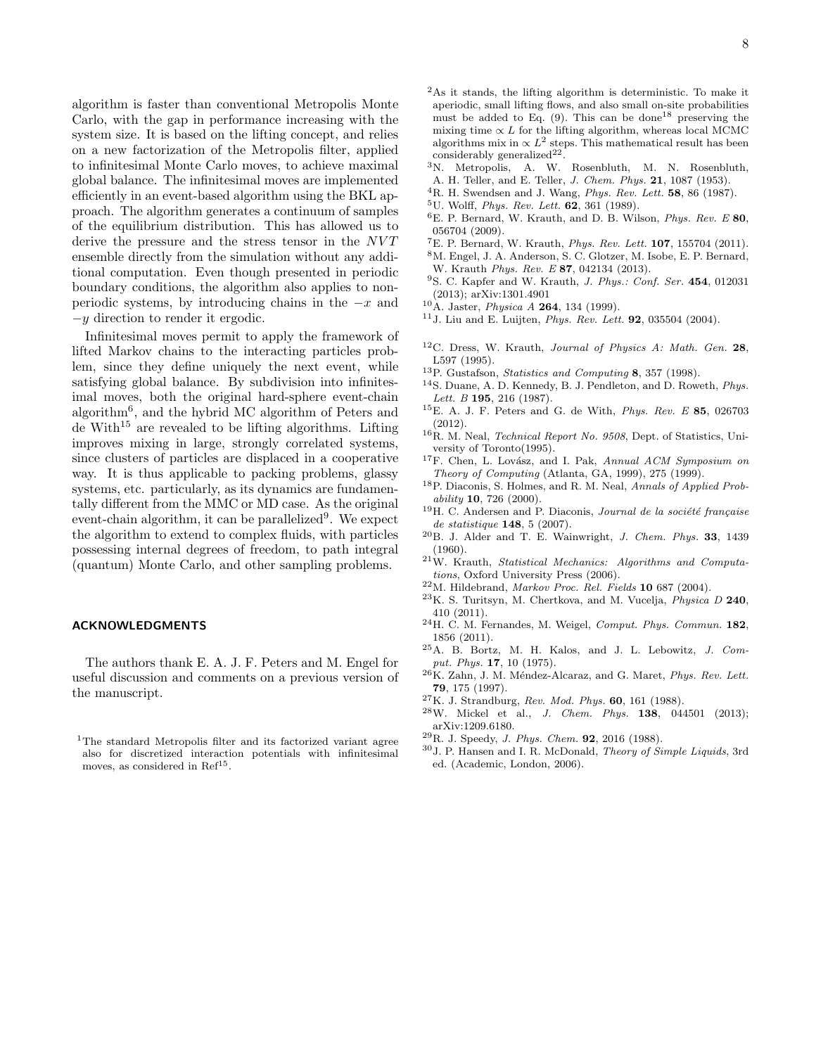algorithm is faster than conventional Metropolis Monte Carlo, with the gap in performance increasing with the system size. It is based on the lifting concept, and relies on a new factorization of the Metropolis filter, applied to infinitesimal Monte Carlo moves, to achieve maximal global balance. The infinitesimal moves are implemented efficiently in an event-based algorithm using the BKL approach. The algorithm generates a continuum of samples of the equilibrium distribution. This has allowed us to derive the pressure and the stress tensor in the $NVT$ ensemble directly from the simulation without any additional computation. Even though presented in periodic boundary conditions, the algorithm also applies to non-periodic systems, by introducing chains in the $-x$ and $-y$ direction to render it ergodic.

Infinitesimal moves permit to apply the framework of lifted Markov chains to the interacting particles problem, since they define uniquely the next event, while satisfying global balance. By subdivision into infinitesimal moves, both the original hard-sphere event-chain algorithm[6], and the hybrid MC algorithm of Peters and de With[15] are revealed to be lifting algorithms. Lifting improves mixing in large, strongly correlated systems, since clusters of particles are displaced in a cooperative way. It is thus applicable to packing problems, glassy systems, etc. particularly, as its dynamics are fundamentally different from the MMC or MD case. As the original event-chain algorithm, it can be parallelized[9]. We expect the algorithm to extend to complex fluids, with particles possessing internal degrees of freedom, to path integral (quantum) Monte Carlo, and other sampling problems.

## ACKNOWLEDGMENTS

The authors thank E. A. J. F. Peters and M. Engel for useful discussion and comments on a previous version of the manuscript.

[1] The standard Metropolis filter and its factorized variant agree also for discretized interaction potentials with infinitesimal moves, as considered in Ref[15].

[2] As it stands, the lifting algorithm is deterministic. To make it aperiodic, small lifting flows, and also small on-site probabilities must be added to Eq. (9). This can be done[18] preserving the mixing time $\propto L$ for the lifting algorithm, whereas local MCMC algorithms mix in $\propto L^2$ steps. This mathematical result has been considerably generalized[22].

[3] N. Metropolis, A. W. Rosenbluth, M. N. Rosenbluth, A. H. Teller, and E. Teller, *J. Chem. Phys.* **21**, 1087 (1953).

[4] R. H. Swendsen and J. Wang, *Phys. Rev. Lett.* **58**, 86 (1987).

[5] U. Wolff, *Phys. Rev. Lett.* **62**, 361 (1989).

[6] E. P. Bernard, W. Krauth, and D. B. Wilson, *Phys. Rev. E* **80**, 056704 (2009).

[7] E. P. Bernard, W. Krauth, *Phys. Rev. Lett.* **107**, 155704 (2011).

[8] M. Engel, J. A. Anderson, S. C. Glotzer, M. Isobe, E. P. Bernard, W. Krauth *Phys. Rev. E* **87**, 042134 (2013).

[9] S. C. Kapfer and W. Krauth, *J. Phys.: Conf. Ser.* **454**, 012031 (2013); arXiv:1301.4901

[10] A. Jaster, *Physica A* **264**, 134 (1999).

[11] J. Liu and E. Luijten, *Phys. Rev. Lett.* **92**, 035504 (2004).

[12] C. Dress, W. Krauth, *Journal of Physics A: Math. Gen.* **28**, L597 (1995).

[13] P. Gustafson, *Statistics and Computing* **8**, 357 (1998).

[14] S. Duane, A. D. Kennedy, B. J. Pendleton, and D. Roweth, *Phys. Lett. B* **195**, 216 (1987).

[15] E. A. J. F. Peters and G. de With, *Phys. Rev. E* **85**, 026703 (2012).

[16] R. M. Neal, *Technical Report No. 9508*, Dept. of Statistics, University of Toronto(1995).

[17] F. Chen, L. Lovász, and I. Pak, *Annual ACM Symposium on Theory of Computing* (Atlanta, GA, 1999), 275 (1999).

[18] P. Diaconis, S. Holmes, and R. M. Neal, *Annals of Applied Probability* **10**, 726 (2000).

[19] H. C. Andersen and P. Diaconis, *Journal de la société française de statistique* **148**, 5 (2007).

[20] B. J. Alder and T. E. Wainwright, *J. Chem. Phys.* **33**, 1439 (1960).

[21] W. Krauth, *Statistical Mechanics: Algorithms and Computations*, Oxford University Press (2006).

[22] M. Hildebrand, *Markov Proc. Rel. Fields* **10** 687 (2004).

[23] K. S. Turitsyn, M. Chertkova, and M. Vucelja, *Physica D* **240**, 410 (2011).

[24] H. C. M. Fernandes, M. Weigel, *Comput. Phys. Commun.* **182**, 1856 (2011).

[25] A. B. Bortz, M. H. Kalos, and J. L. Lebowitz, *J. Comput. Phys.* **17**, 10 (1975).

[26] K. Zahn, J. M. Méndez-Alcaraz, and G. Maret, *Phys. Rev. Lett.* **79**, 175 (1997).

[27] K. J. Strandburg, *Rev. Mod. Phys.* **60**, 161 (1988).

[28] W. Mickel et al., *J. Chem. Phys.* **138**, 044501 (2013); arXiv:1209.6180.

[29] R. J. Speedy, *J. Phys. Chem.* **92**, 2016 (1988).

[30] J. P. Hansen and I. R. McDonald, *Theory of Simple Liquids*, 3rd ed. (Academic, London, 2006).